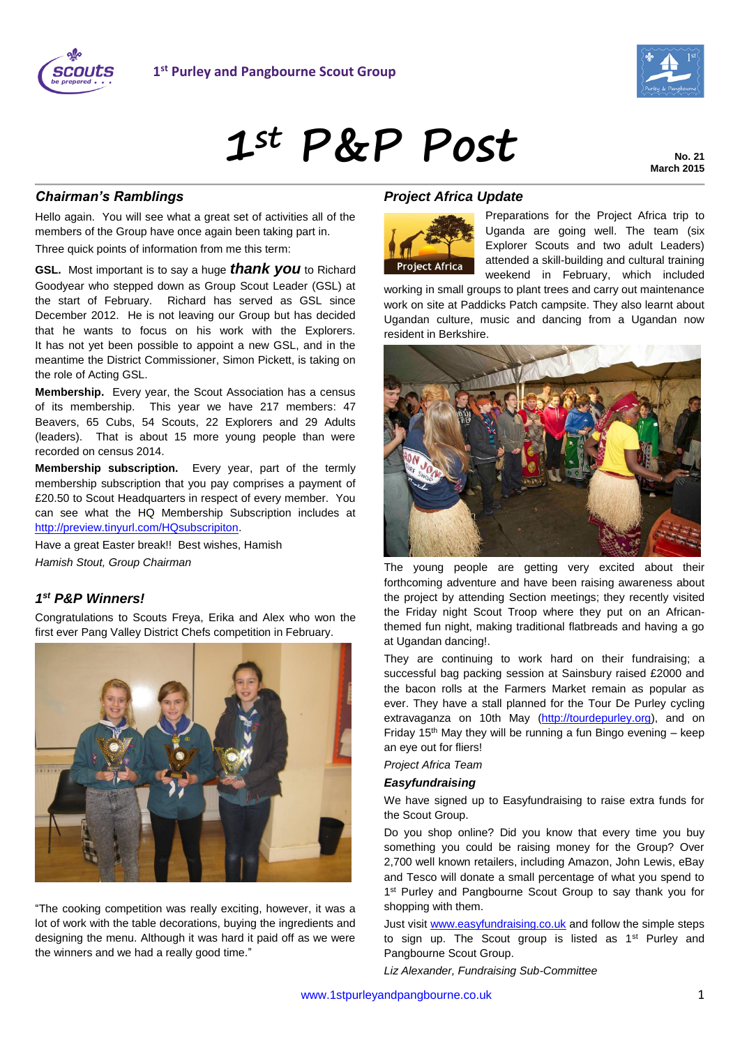1st Purley and Pangbourne Scout Group

# 1st P&P Post

**No. 21**
**March 2015**

## *Chairman's Ramblings*

Hello again. You will see what a great set of activities all of the members of the Group have once again been taking part in.

Three quick points of information from me this term:

**GSL.** Most important is to say a huge ***thank you*** to Richard Goodyear who stepped down as Group Scout Leader (GSL) at the start of February. Richard has served as GSL since December 2012. He is not leaving our Group but has decided that he wants to focus on his work with the Explorers. It has not yet been possible to appoint a new GSL, and in the meantime the District Commissioner, Simon Pickett, is taking on the role of Acting GSL.

**Membership.** Every year, the Scout Association has a census of its membership. This year we have 217 members: 47 Beavers, 65 Cubs, 54 Scouts, 22 Explorers and 29 Adults (leaders). That is about 15 more young people than were recorded on census 2014.

**Membership subscription.** Every year, part of the termly membership subscription that you pay comprises a payment of £20.50 to Scout Headquarters in respect of every member. You can see what the HQ Membership Subscription includes at http://preview.tinyurl.com/HQsubscripiton.

Have a great Easter break!! Best wishes, Hamish

*Hamish Stout, Group Chairman*

## *1st P&P Winners!*

Congratulations to Scouts Freya, Erika and Alex who won the first ever Pang Valley District Chefs competition in February.

"The cooking competition was really exciting, however, it was a lot of work with the table decorations, buying the ingredients and designing the menu. Although it was hard it paid off as we were the winners and we had a really good time."

## *Project Africa Update*

Preparations for the Project Africa trip to Uganda are going well. The team (six Explorer Scouts and two adult Leaders) attended a skill-building and cultural training weekend in February, which included working in small groups to plant trees and carry out maintenance work on site at Paddicks Patch campsite. They also learnt about Ugandan culture, music and dancing from a Ugandan now resident in Berkshire.

The young people are getting very excited about their forthcoming adventure and have been raising awareness about the project by attending Section meetings; they recently visited the Friday night Scout Troop where they put on an African-themed fun night, making traditional flatbreads and having a go at Ugandan dancing!.

They are continuing to work hard on their fundraising; a successful bag packing session at Sainsbury raised £2000 and the bacon rolls at the Farmers Market remain as popular as ever. They have a stall planned for the Tour De Purley cycling extravaganza on 10th May (http://tourdepurley.org), and on Friday 15th May they will be running a fun Bingo evening – keep an eye out for fliers!

*Project Africa Team*

### *Easyfundraising*

We have signed up to Easyfundraising to raise extra funds for the Scout Group.

Do you shop online? Did you know that every time you buy something you could be raising money for the Group? Over 2,700 well known retailers, including Amazon, John Lewis, eBay and Tesco will donate a small percentage of what you spend to 1st Purley and Pangbourne Scout Group to say thank you for shopping with them.

Just visit www.easyfundraising.co.uk and follow the simple steps to sign up. The Scout group is listed as 1st Purley and Pangbourne Scout Group.

*Liz Alexander, Fundraising Sub-Committee*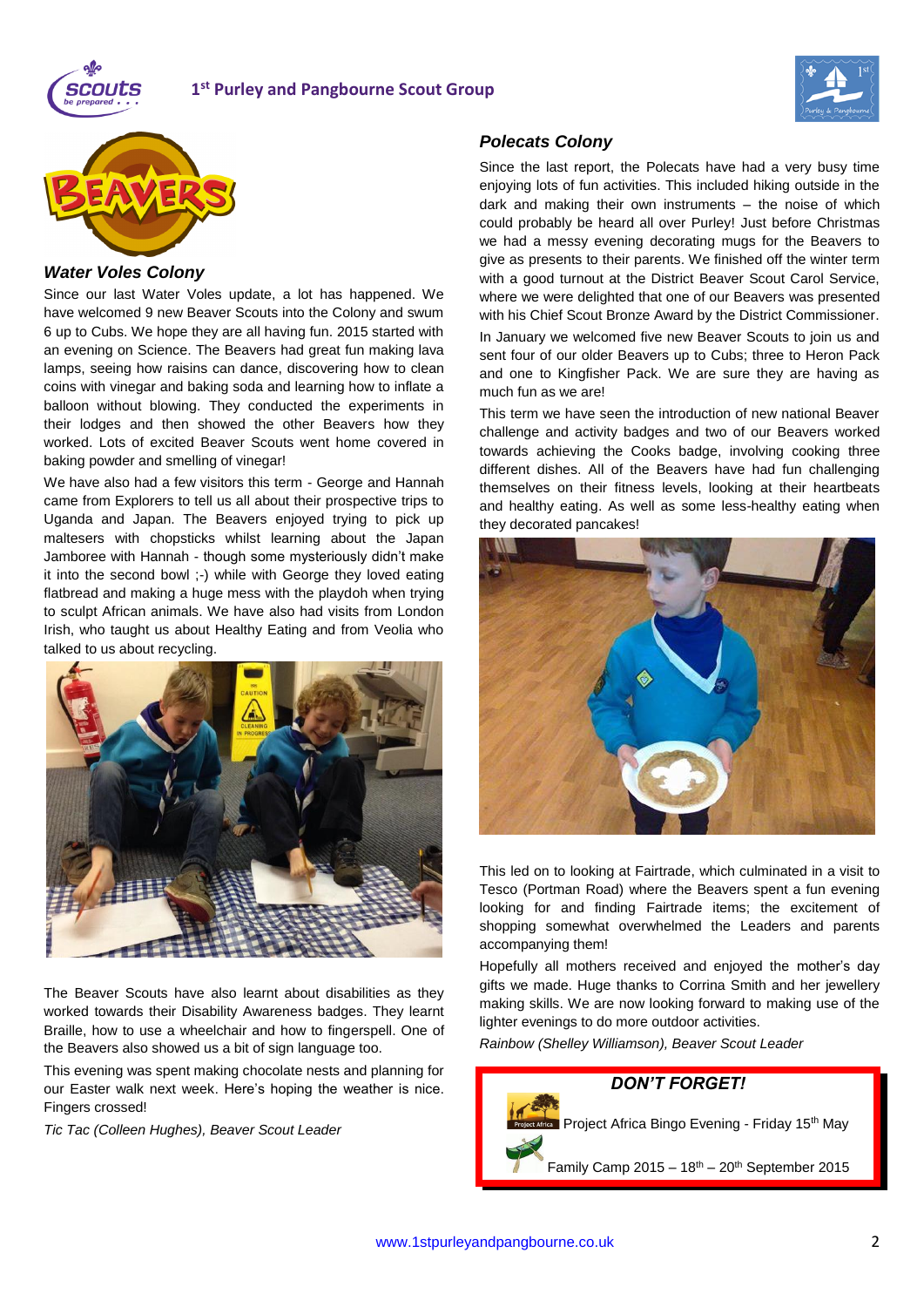# BEAVERS

## *Water Voles Colony*

Since our last Water Voles update, a lot has happened. We have welcomed 9 new Beaver Scouts into the Colony and swum 6 up to Cubs. We hope they are all having fun. 2015 started with an evening on Science. The Beavers had great fun making lava lamps, seeing how raisins can dance, discovering how to clean coins with vinegar and baking soda and learning how to inflate a balloon without blowing. They conducted the experiments in their lodges and then showed the other Beavers how they worked. Lots of excited Beaver Scouts went home covered in baking powder and smelling of vinegar!

We have also had a few visitors this term - George and Hannah came from Explorers to tell us all about their prospective trips to Uganda and Japan. The Beavers enjoyed trying to pick up maltesers with chopsticks whilst learning about the Japan Jamboree with Hannah - though some mysteriously didn't make it into the second bowl ;-) while with George they loved eating flatbread and making a huge mess with the playdoh when trying to sculpt African animals. We have also had visits from London Irish, who taught us about Healthy Eating and from Veolia who talked to us about recycling.

The Beaver Scouts have also learnt about disabilities as they worked towards their Disability Awareness badges. They learnt Braille, how to use a wheelchair and how to fingerspell. One of the Beavers also showed us a bit of sign language too.

This evening was spent making chocolate nests and planning for our Easter walk next week. Here's hoping the weather is nice. Fingers crossed!

*Tic Tac (Colleen Hughes), Beaver Scout Leader*

## *Polecats Colony*

Since the last report, the Polecats have had a very busy time enjoying lots of fun activities. This included hiking outside in the dark and making their own instruments – the noise of which could probably be heard all over Purley! Just before Christmas we had a messy evening decorating mugs for the Beavers to give as presents to their parents. We finished off the winter term with a good turnout at the District Beaver Scout Carol Service, where we were delighted that one of our Beavers was presented with his Chief Scout Bronze Award by the District Commissioner.

In January we welcomed five new Beaver Scouts to join us and sent four of our older Beavers up to Cubs; three to Heron Pack and one to Kingfisher Pack. We are sure they are having as much fun as we are!

This term we have seen the introduction of new national Beaver challenge and activity badges and two of our Beavers worked towards achieving the Cooks badge, involving cooking three different dishes. All of the Beavers have had fun challenging themselves on their fitness levels, looking at their heartbeats and healthy eating. As well as some less-healthy eating when they decorated pancakes!

This led on to looking at Fairtrade, which culminated in a visit to Tesco (Portman Road) where the Beavers spent a fun evening looking for and finding Fairtrade items; the excitement of shopping somewhat overwhelmed the Leaders and parents accompanying them!

Hopefully all mothers received and enjoyed the mother's day gifts we made. Huge thanks to Corrina Smith and her jewellery making skills. We are now looking forward to making use of the lighter evenings to do more outdoor activities.

*Rainbow (Shelley Williamson), Beaver Scout Leader*

### *DON'T FORGET!*

- Project Africa Bingo Evening - Friday 15th May
- Family Camp 2015 – 18th – 20th September 2015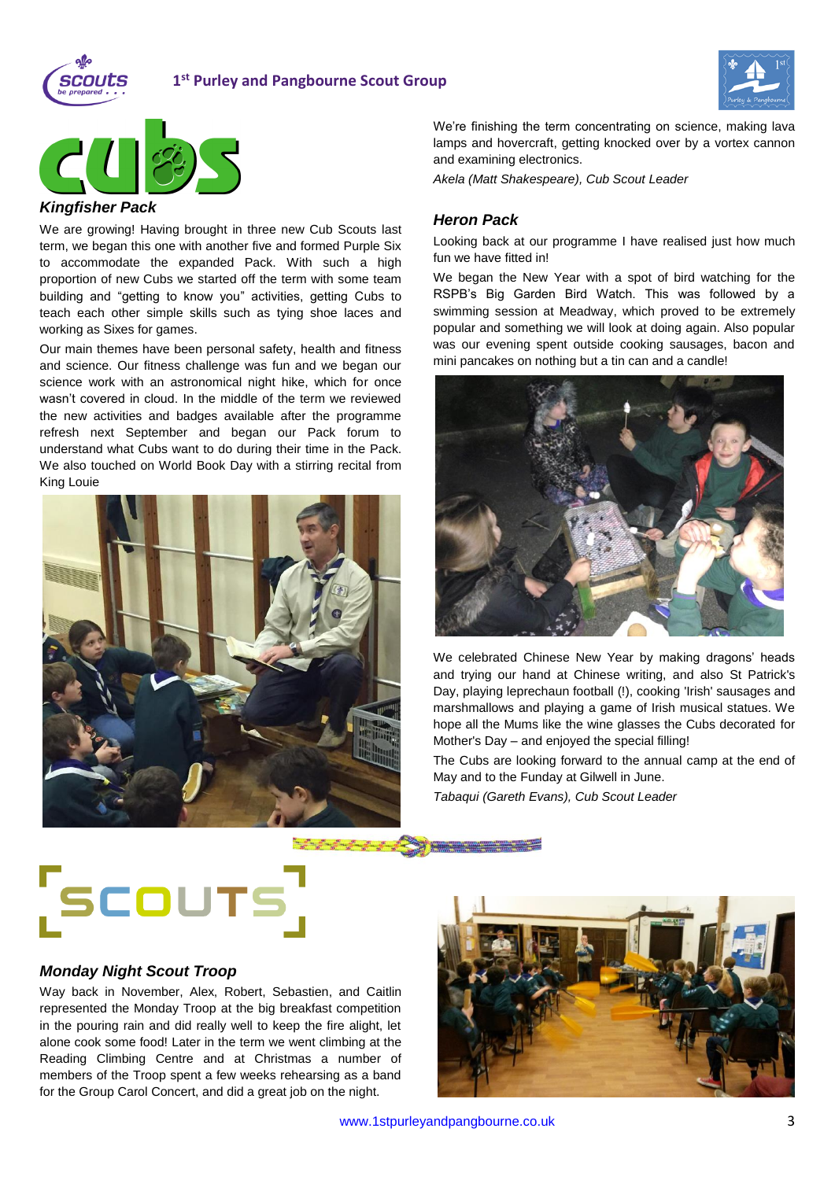# Cubs

## Kingfisher Pack

We are growing! Having brought in three new Cub Scouts last term, we began this one with another five and formed Purple Six to accommodate the expanded Pack. With such a high proportion of new Cubs we started off the term with some team building and "getting to know you" activities, getting Cubs to teach each other simple skills such as tying shoe laces and working as Sixes for games.

Our main themes have been personal safety, health and fitness and science. Our fitness challenge was fun and we began our science work with an astronomical night hike, which for once wasn't covered in cloud. In the middle of the term we reviewed the new activities and badges available after the programme refresh next September and began our Pack forum to understand what Cubs want to do during their time in the Pack. We also touched on World Book Day with a stirring recital from King Louie

We're finishing the term concentrating on science, making lava lamps and hovercraft, getting knocked over by a vortex cannon and examining electronics.

*Akela (Matt Shakespeare), Cub Scout Leader*

## Heron Pack

Looking back at our programme I have realised just how much fun we have fitted in!

We began the New Year with a spot of bird watching for the RSPB's Big Garden Bird Watch. This was followed by a swimming session at Meadway, which proved to be extremely popular and something we will look at doing again. Also popular was our evening spent outside cooking sausages, bacon and mini pancakes on nothing but a tin can and a candle!

We celebrated Chinese New Year by making dragons' heads and trying our hand at Chinese writing, and also St Patrick's Day, playing leprechaun football (!), cooking 'Irish' sausages and marshmallows and playing a game of Irish musical statues. We hope all the Mums like the wine glasses the Cubs decorated for Mother's Day – and enjoyed the special filling!

The Cubs are looking forward to the annual camp at the end of May and to the Funday at Gilwell in June.

*Tabaqui (Gareth Evans), Cub Scout Leader*

# Scouts

## Monday Night Scout Troop

Way back in November, Alex, Robert, Sebastien, and Caitlin represented the Monday Troop at the big breakfast competition in the pouring rain and did really well to keep the fire alight, let alone cook some food! Later in the term we went climbing at the Reading Climbing Centre and at Christmas a number of members of the Troop spent a few weeks rehearsing as a band for the Group Carol Concert, and did a great job on the night.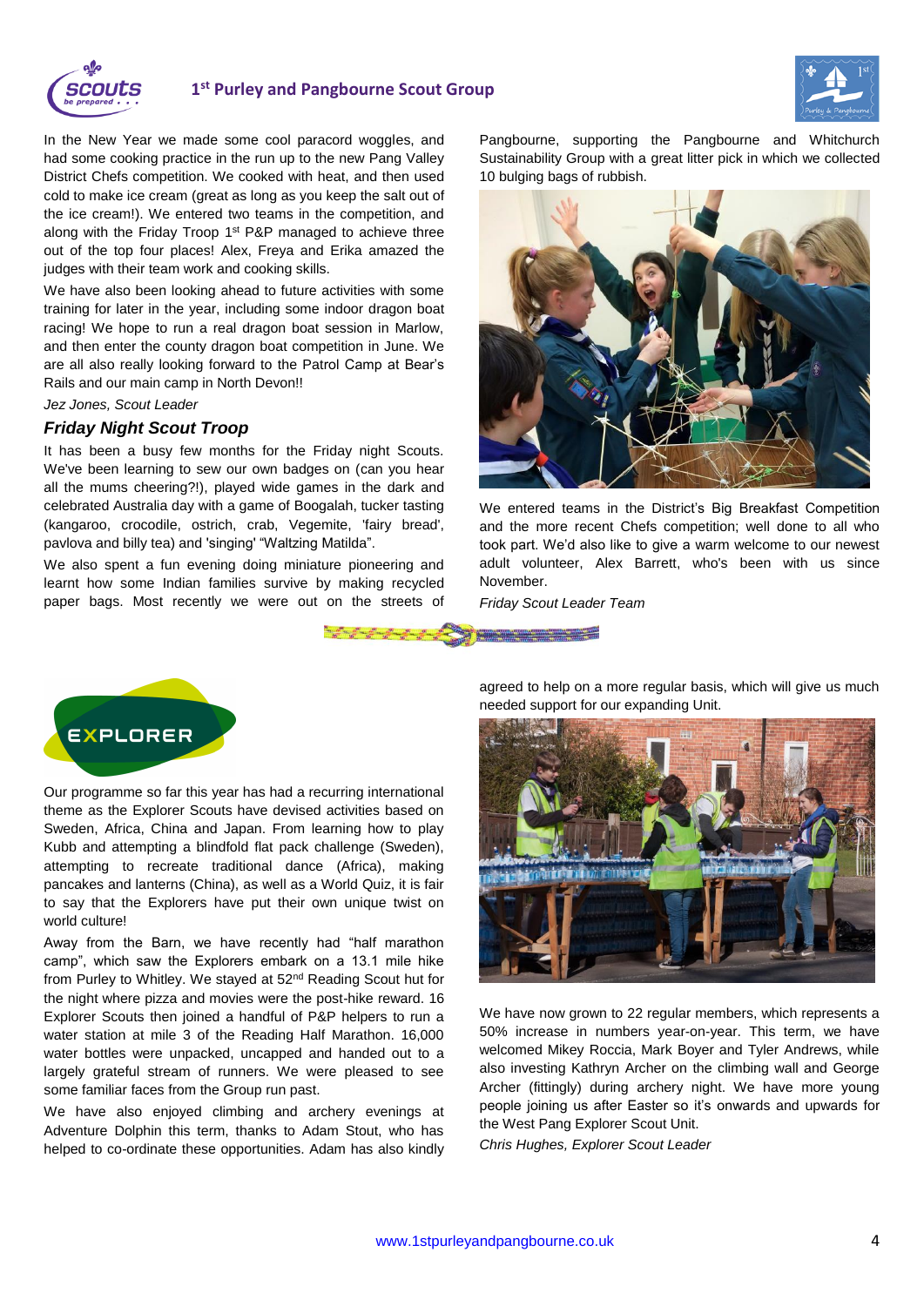In the New Year we made some cool paracord woggles, and had some cooking practice in the run up to the new Pang Valley District Chefs competition. We cooked with heat, and then used cold to make ice cream (great as long as you keep the salt out of the ice cream!). We entered two teams in the competition, and along with the Friday Troop 1st P&P managed to achieve three out of the top four places! Alex, Freya and Erika amazed the judges with their team work and cooking skills.

We have also been looking ahead to future activities with some training for later in the year, including some indoor dragon boat racing! We hope to run a real dragon boat session in Marlow, and then enter the county dragon boat competition in June. We are all also really looking forward to the Patrol Camp at Bear's Rails and our main camp in North Devon!!

*Jez Jones, Scout Leader*

### *Friday Night Scout Troop*

It has been a busy few months for the Friday night Scouts. We've been learning to sew our own badges on (can you hear all the mums cheering?!), played wide games in the dark and celebrated Australia day with a game of Boogalah, tucker tasting (kangaroo, crocodile, ostrich, crab, Vegemite, 'fairy bread', pavlova and billy tea) and 'singing' "Waltzing Matilda".

We also spent a fun evening doing miniature pioneering and learnt how some Indian families survive by making recycled paper bags. Most recently we were out on the streets of Pangbourne, supporting the Pangbourne and Whitchurch Sustainability Group with a great litter pick in which we collected 10 bulging bags of rubbish.

We entered teams in the District's Big Breakfast Competition and the more recent Chefs competition; well done to all who took part. We'd also like to give a warm welcome to our newest adult volunteer, Alex Barrett, who's been with us since November.

*Friday Scout Leader Team*

## EXPLORER

Our programme so far this year has had a recurring international theme as the Explorer Scouts have devised activities based on Sweden, Africa, China and Japan. From learning how to play Kubb and attempting a blindfold flat pack challenge (Sweden), attempting to recreate traditional dance (Africa), making pancakes and lanterns (China), as well as a World Quiz, it is fair to say that the Explorers have put their own unique twist on world culture!

Away from the Barn, we have recently had "half marathon camp", which saw the Explorers embark on a 13.1 mile hike from Purley to Whitley. We stayed at 52nd Reading Scout hut for the night where pizza and movies were the post-hike reward. 16 Explorer Scouts then joined a handful of P&P helpers to run a water station at mile 3 of the Reading Half Marathon. 16,000 water bottles were unpacked, uncapped and handed out to a largely grateful stream of runners. We were pleased to see some familiar faces from the Group run past.

We have also enjoyed climbing and archery evenings at Adventure Dolphin this term, thanks to Adam Stout, who has helped to co-ordinate these opportunities. Adam has also kindly agreed to help on a more regular basis, which will give us much needed support for our expanding Unit.

We have now grown to 22 regular members, which represents a 50% increase in numbers year-on-year. This term, we have welcomed Mikey Roccia, Mark Boyer and Tyler Andrews, while also investing Kathryn Archer on the climbing wall and George Archer (fittingly) during archery night. We have more young people joining us after Easter so it's onwards and upwards for the West Pang Explorer Scout Unit.

*Chris Hughes, Explorer Scout Leader*

www.1stpurleyandpangbourne.co.uk